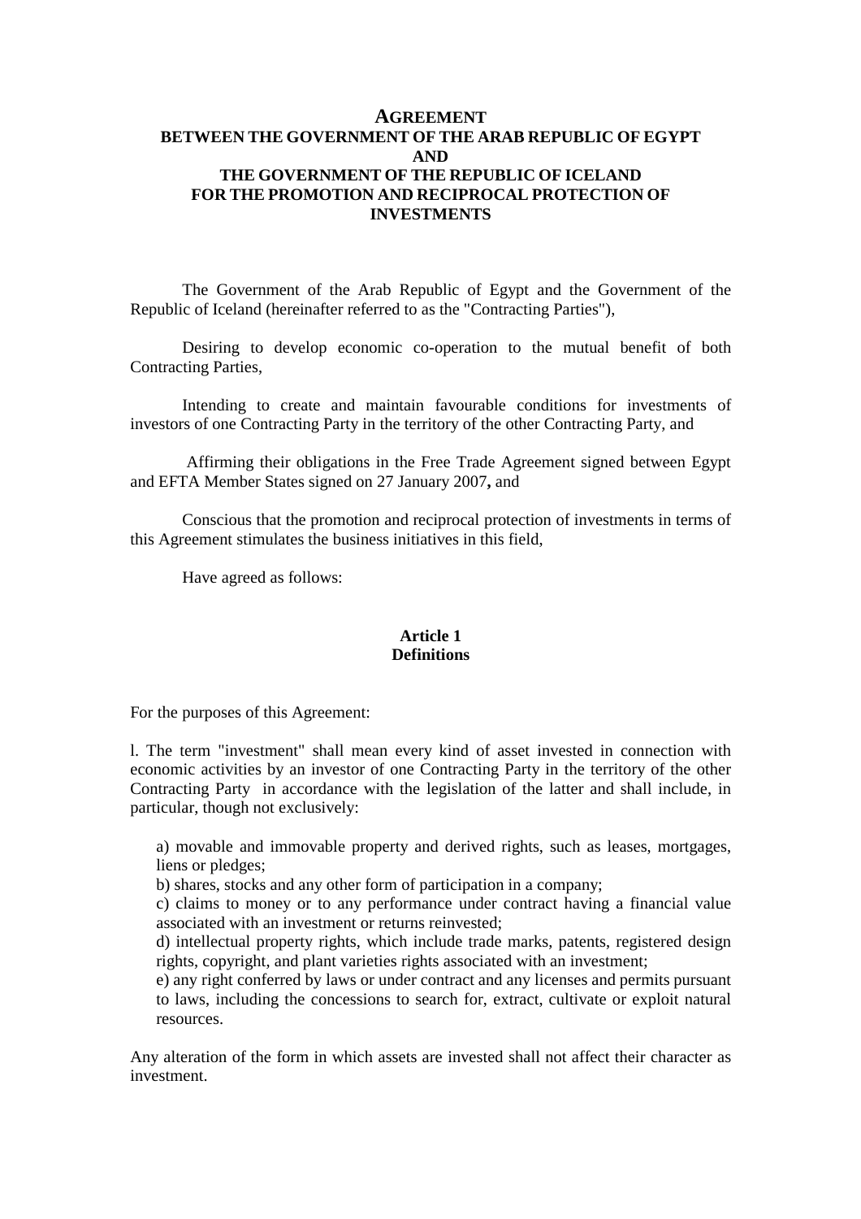# AGREEMENT
# BETWEEN THE GOVERNMENT OF THE ARAB REPUBLIC OF EGYPT AND THE GOVERNMENT OF THE REPUBLIC OF ICELAND FOR THE PROMOTION AND RECIPROCAL PROTECTION OF INVESTMENTS

The Government of the Arab Republic of Egypt and the Government of the Republic of Iceland (hereinafter referred to as the "Contracting Parties"),

Desiring to develop economic co-operation to the mutual benefit of both Contracting Parties,

Intending to create and maintain favourable conditions for investments of investors of one Contracting Party in the territory of the other Contracting Party, and

Affirming their obligations in the Free Trade Agreement signed between Egypt and EFTA Member States signed on 27 January 2007**,** and

Conscious that the promotion and reciprocal protection of investments in terms of this Agreement stimulates the business initiatives in this field,

Have agreed as follows:

## Article 1
## Definitions

For the purposes of this Agreement:

l. The term "investment" shall mean every kind of asset invested in connection with economic activities by an investor of one Contracting Party in the territory of the other Contracting Party in accordance with the legislation of the latter and shall include, in particular, though not exclusively:

a) movable and immovable property and derived rights, such as leases, mortgages, liens or pledges;
b) shares, stocks and any other form of participation in a company;
c) claims to money or to any performance under contract having a financial value associated with an investment or returns reinvested;
d) intellectual property rights, which include trade marks, patents, registered design rights, copyright, and plant varieties rights associated with an investment;
e) any right conferred by laws or under contract and any licenses and permits pursuant to laws, including the concessions to search for, extract, cultivate or exploit natural resources.

Any alteration of the form in which assets are invested shall not affect their character as investment.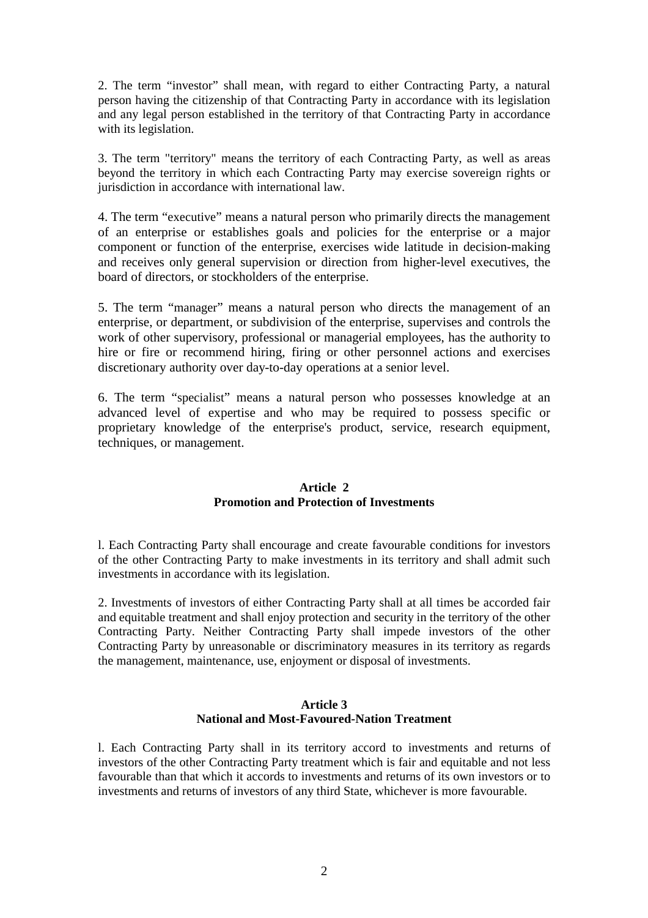2. The term “investor” shall mean, with regard to either Contracting Party, a natural person having the citizenship of that Contracting Party in accordance with its legislation and any legal person established in the territory of that Contracting Party in accordance with its legislation.

3. The term "territory" means the territory of each Contracting Party, as well as areas beyond the territory in which each Contracting Party may exercise sovereign rights or jurisdiction in accordance with international law.

4. The term “executive” means a natural person who primarily directs the management of an enterprise or establishes goals and policies for the enterprise or a major component or function of the enterprise, exercises wide latitude in decision-making and receives only general supervision or direction from higher-level executives, the board of directors, or stockholders of the enterprise.

5. The term “manager” means a natural person who directs the management of an enterprise, or department, or subdivision of the enterprise, supervises and controls the work of other supervisory, professional or managerial employees, has the authority to hire or fire or recommend hiring, firing or other personnel actions and exercises discretionary authority over day-to-day operations at a senior level.

6. The term “specialist” means a natural person who possesses knowledge at an advanced level of expertise and who may be required to possess specific or proprietary knowledge of the enterprise's product, service, research equipment, techniques, or management.

**Article 2**
**Promotion and Protection of Investments**

l. Each Contracting Party shall encourage and create favourable conditions for investors of the other Contracting Party to make investments in its territory and shall admit such investments in accordance with its legislation.

2. Investments of investors of either Contracting Party shall at all times be accorded fair and equitable treatment and shall enjoy protection and security in the territory of the other Contracting Party. Neither Contracting Party shall impede investors of the other Contracting Party by unreasonable or discriminatory measures in its territory as regards the management, maintenance, use, enjoyment or disposal of investments.

**Article 3**
**National and Most-Favoured-Nation Treatment**

l. Each Contracting Party shall in its territory accord to investments and returns of investors of the other Contracting Party treatment which is fair and equitable and not less favourable than that which it accords to investments and returns of its own investors or to investments and returns of investors of any third State, whichever is more favourable.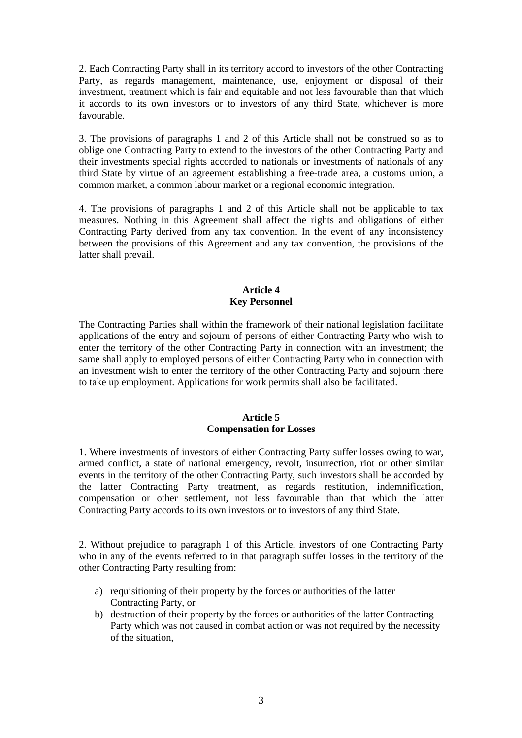2. Each Contracting Party shall in its territory accord to investors of the other Contracting Party, as regards management, maintenance, use, enjoyment or disposal of their investment, treatment which is fair and equitable and not less favourable than that which it accords to its own investors or to investors of any third State, whichever is more favourable.

3. The provisions of paragraphs 1 and 2 of this Article shall not be construed so as to oblige one Contracting Party to extend to the investors of the other Contracting Party and their investments special rights accorded to nationals or investments of nationals of any third State by virtue of an agreement establishing a free-trade area, a customs union, a common market, a common labour market or a regional economic integration.

4. The provisions of paragraphs 1 and 2 of this Article shall not be applicable to tax measures. Nothing in this Agreement shall affect the rights and obligations of either Contracting Party derived from any tax convention. In the event of any inconsistency between the provisions of this Agreement and any tax convention, the provisions of the latter shall prevail.

**Article 4**
**Key Personnel**

The Contracting Parties shall within the framework of their national legislation facilitate applications of the entry and sojourn of persons of either Contracting Party who wish to enter the territory of the other Contracting Party in connection with an investment; the same shall apply to employed persons of either Contracting Party who in connection with an investment wish to enter the territory of the other Contracting Party and sojourn there to take up employment. Applications for work permits shall also be facilitated.

**Article 5**
**Compensation for Losses**

1. Where investments of investors of either Contracting Party suffer losses owing to war, armed conflict, a state of national emergency, revolt, insurrection, riot or other similar events in the territory of the other Contracting Party, such investors shall be accorded by the latter Contracting Party treatment, as regards restitution, indemnification, compensation or other settlement, not less favourable than that which the latter Contracting Party accords to its own investors or to investors of any third State.

2. Without prejudice to paragraph 1 of this Article, investors of one Contracting Party who in any of the events referred to in that paragraph suffer losses in the territory of the other Contracting Party resulting from:

a) requisitioning of their property by the forces or authorities of the latter Contracting Party, or
b) destruction of their property by the forces or authorities of the latter Contracting Party which was not caused in combat action or was not required by the necessity of the situation,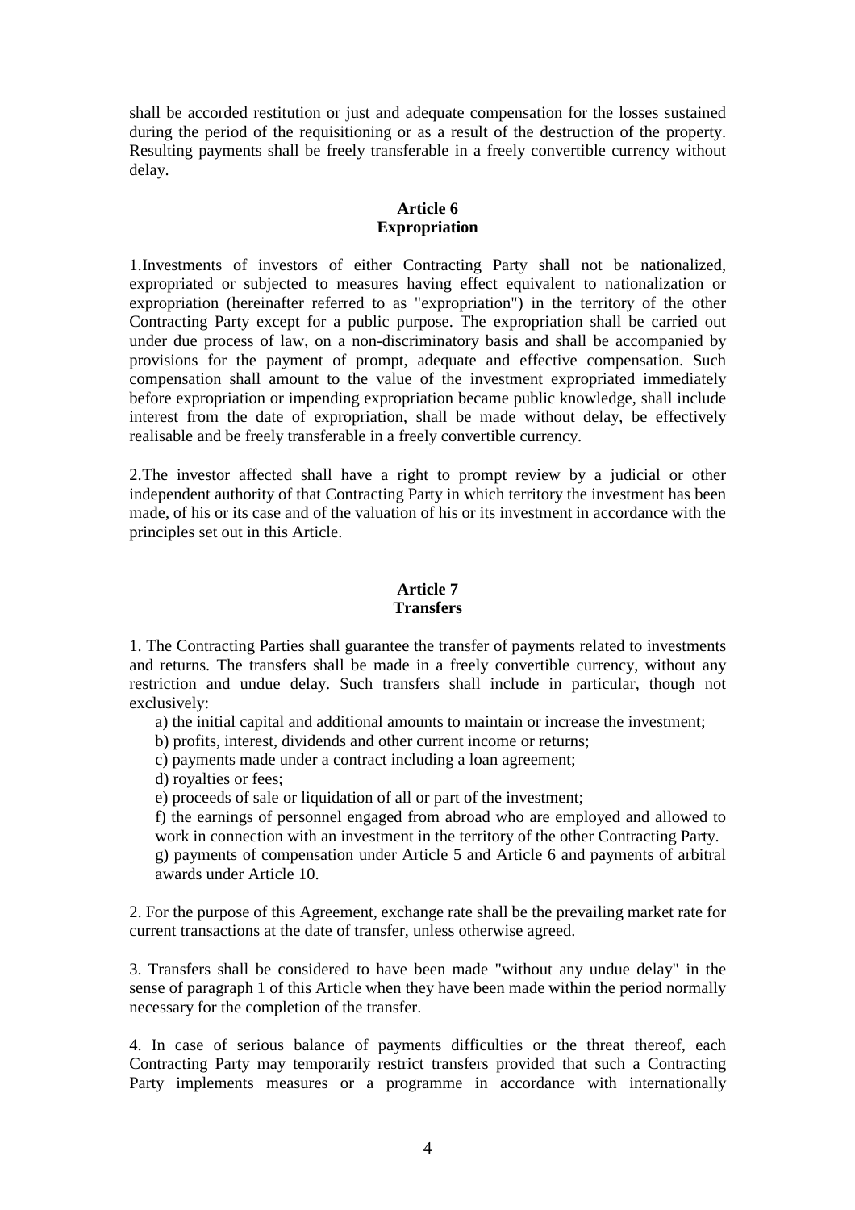shall be accorded restitution or just and adequate compensation for the losses sustained during the period of the requisitioning or as a result of the destruction of the property. Resulting payments shall be freely transferable in a freely convertible currency without delay.

## Article 6
## Expropriation

1.Investments of investors of either Contracting Party shall not be nationalized, expropriated or subjected to measures having effect equivalent to nationalization or expropriation (hereinafter referred to as "expropriation") in the territory of the other Contracting Party except for a public purpose. The expropriation shall be carried out under due process of law, on a non-discriminatory basis and shall be accompanied by provisions for the payment of prompt, adequate and effective compensation. Such compensation shall amount to the value of the investment expropriated immediately before expropriation or impending expropriation became public knowledge, shall include interest from the date of expropriation, shall be made without delay, be effectively realisable and be freely transferable in a freely convertible currency.

2.The investor affected shall have a right to prompt review by a judicial or other independent authority of that Contracting Party in which territory the investment has been made, of his or its case and of the valuation of his or its investment in accordance with the principles set out in this Article.

## Article 7
## Transfers

1. The Contracting Parties shall guarantee the transfer of payments related to investments and returns. The transfers shall be made in a freely convertible currency, without any restriction and undue delay. Such transfers shall include in particular, though not exclusively:

   a) the initial capital and additional amounts to maintain or increase the investment;
   
   b) profits, interest, dividends and other current income or returns;
   
   c) payments made under a contract including a loan agreement;
   
   d) royalties or fees;
   
   e) proceeds of sale or liquidation of all or part of the investment;
   
   f) the earnings of personnel engaged from abroad who are employed and allowed to work in connection with an investment in the territory of the other Contracting Party.
   
   g) payments of compensation under Article 5 and Article 6 and payments of arbitral awards under Article 10.

2. For the purpose of this Agreement, exchange rate shall be the prevailing market rate for current transactions at the date of transfer, unless otherwise agreed.

3. Transfers shall be considered to have been made "without any undue delay" in the sense of paragraph 1 of this Article when they have been made within the period normally necessary for the completion of the transfer.

4. In case of serious balance of payments difficulties or the threat thereof, each Contracting Party may temporarily restrict transfers provided that such a Contracting Party implements measures or a programme in accordance with internationally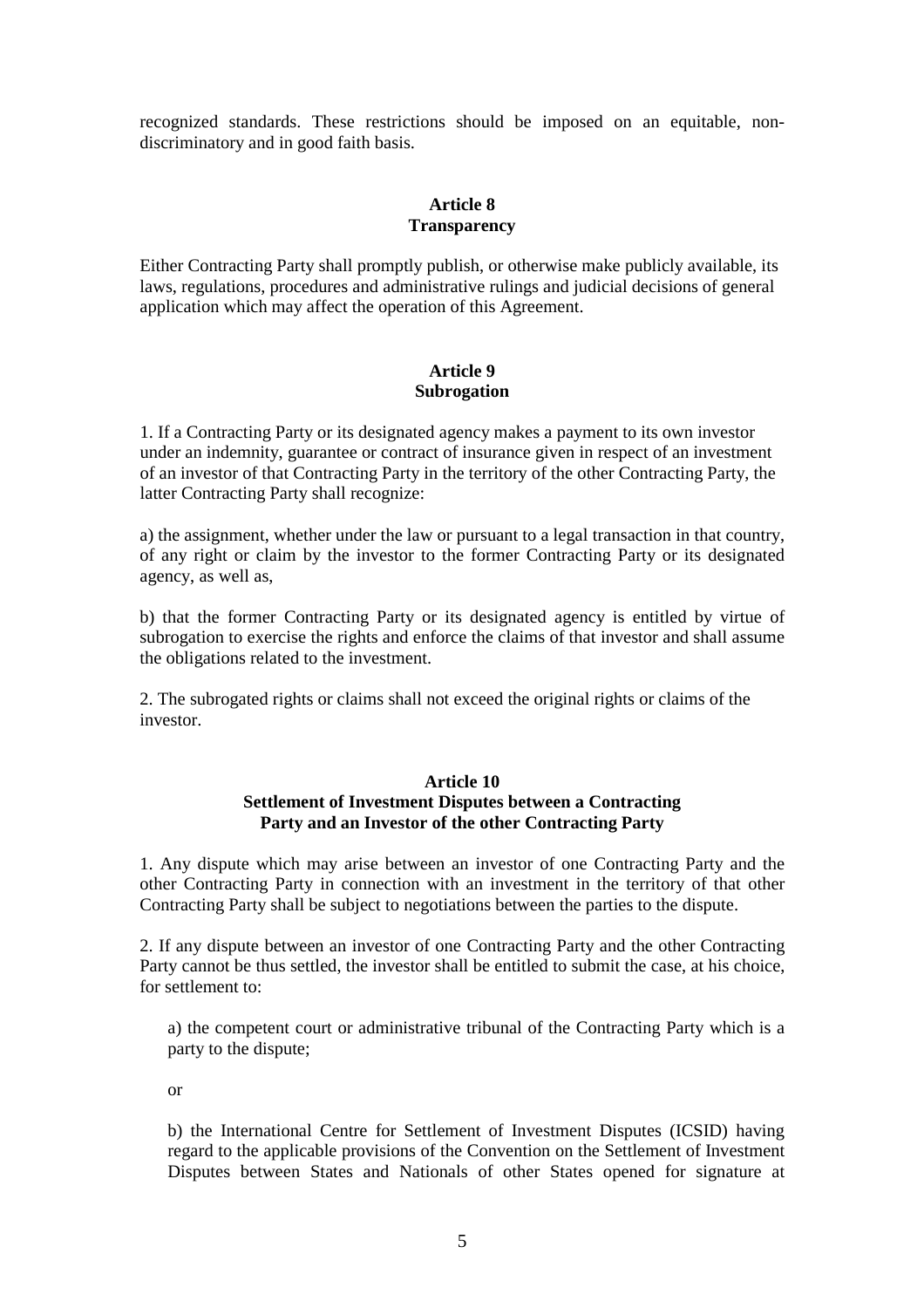recognized standards. These restrictions should be imposed on an equitable, non-discriminatory and in good faith basis.

**Article 8**
**Transparency**

Either Contracting Party shall promptly publish, or otherwise make publicly available, its laws, regulations, procedures and administrative rulings and judicial decisions of general application which may affect the operation of this Agreement.

**Article 9**
**Subrogation**

1. If a Contracting Party or its designated agency makes a payment to its own investor under an indemnity, guarantee or contract of insurance given in respect of an investment of an investor of that Contracting Party in the territory of the other Contracting Party, the latter Contracting Party shall recognize:

a) the assignment, whether under the law or pursuant to a legal transaction in that country, of any right or claim by the investor to the former Contracting Party or its designated agency, as well as,

b) that the former Contracting Party or its designated agency is entitled by virtue of subrogation to exercise the rights and enforce the claims of that investor and shall assume the obligations related to the investment.

2. The subrogated rights or claims shall not exceed the original rights or claims of the investor.

**Article 10**
**Settlement of Investment Disputes between a Contracting Party and an Investor of the other Contracting Party**

1. Any dispute which may arise between an investor of one Contracting Party and the other Contracting Party in connection with an investment in the territory of that other Contracting Party shall be subject to negotiations between the parties to the dispute.

2. If any dispute between an investor of one Contracting Party and the other Contracting Party cannot be thus settled, the investor shall be entitled to submit the case, at his choice, for settlement to:

a) the competent court or administrative tribunal of the Contracting Party which is a party to the dispute;

or

b) the International Centre for Settlement of Investment Disputes (ICSID) having regard to the applicable provisions of the Convention on the Settlement of Investment Disputes between States and Nationals of other States opened for signature at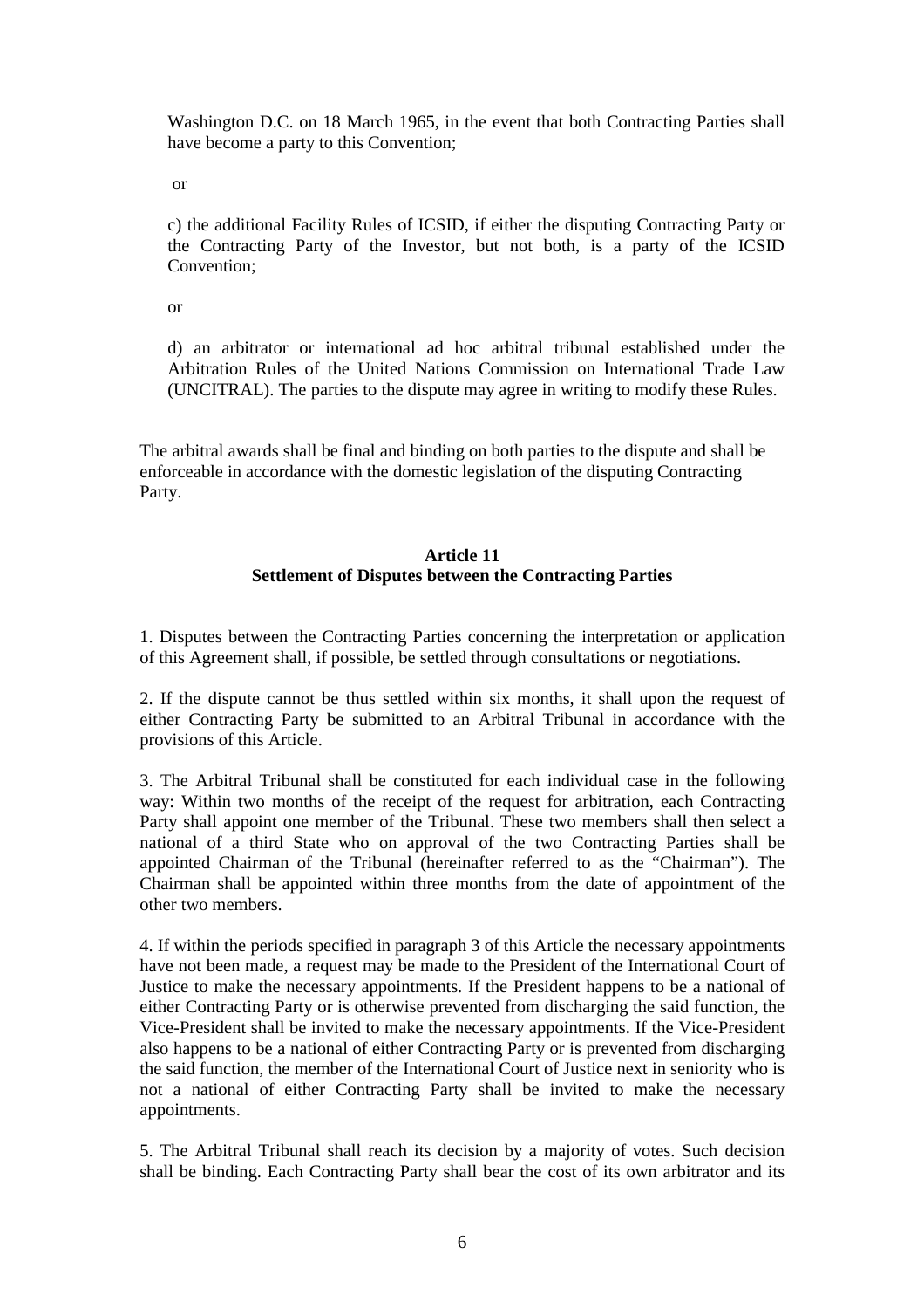Washington D.C. on 18 March 1965, in the event that both Contracting Parties shall have become a party to this Convention;

or

c) the additional Facility Rules of ICSID, if either the disputing Contracting Party or the Contracting Party of the Investor, but not both, is a party of the ICSID Convention;

or

d) an arbitrator or international ad hoc arbitral tribunal established under the Arbitration Rules of the United Nations Commission on International Trade Law (UNCITRAL). The parties to the dispute may agree in writing to modify these Rules.

The arbitral awards shall be final and binding on both parties to the dispute and shall be enforceable in accordance with the domestic legislation of the disputing Contracting Party.

## Article 11
## Settlement of Disputes between the Contracting Parties

1. Disputes between the Contracting Parties concerning the interpretation or application of this Agreement shall, if possible, be settled through consultations or negotiations.

2. If the dispute cannot be thus settled within six months, it shall upon the request of either Contracting Party be submitted to an Arbitral Tribunal in accordance with the provisions of this Article.

3. The Arbitral Tribunal shall be constituted for each individual case in the following way: Within two months of the receipt of the request for arbitration, each Contracting Party shall appoint one member of the Tribunal. These two members shall then select a national of a third State who on approval of the two Contracting Parties shall be appointed Chairman of the Tribunal (hereinafter referred to as the "Chairman"). The Chairman shall be appointed within three months from the date of appointment of the other two members.

4. If within the periods specified in paragraph 3 of this Article the necessary appointments have not been made, a request may be made to the President of the International Court of Justice to make the necessary appointments. If the President happens to be a national of either Contracting Party or is otherwise prevented from discharging the said function, the Vice-President shall be invited to make the necessary appointments. If the Vice-President also happens to be a national of either Contracting Party or is prevented from discharging the said function, the member of the International Court of Justice next in seniority who is not a national of either Contracting Party shall be invited to make the necessary appointments.

5. The Arbitral Tribunal shall reach its decision by a majority of votes. Such decision shall be binding. Each Contracting Party shall bear the cost of its own arbitrator and its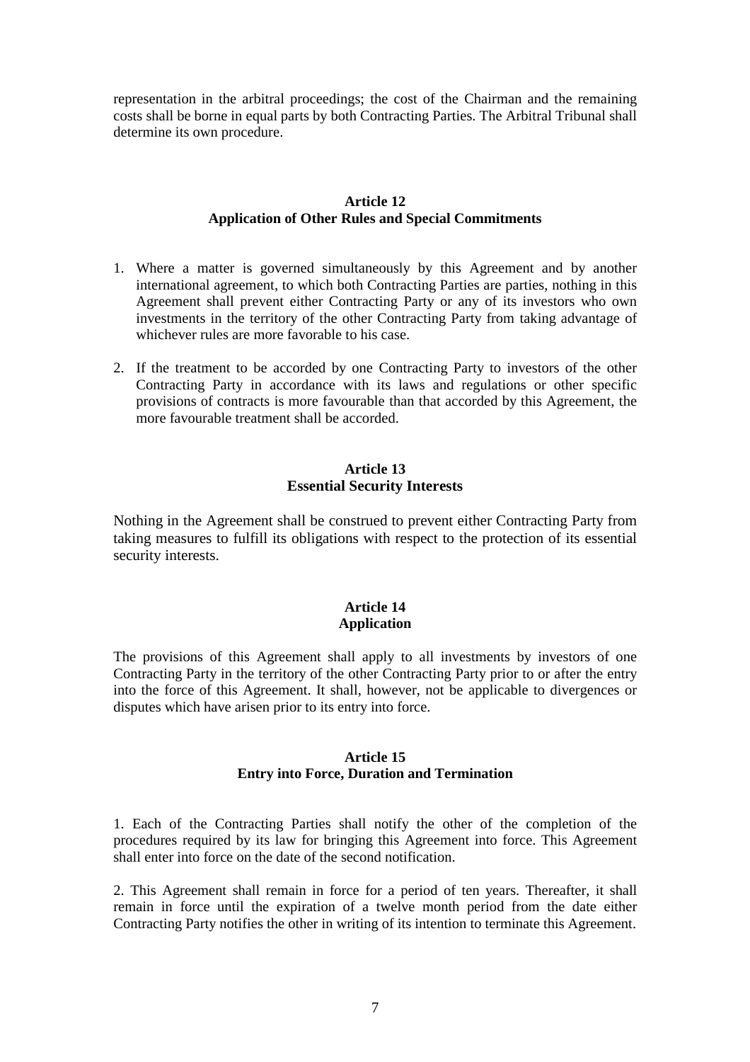representation in the arbitral proceedings; the cost of the Chairman and the remaining costs shall be borne in equal parts by both Contracting Parties. The Arbitral Tribunal shall determine its own procedure.

### Article 12
### Application of Other Rules and Special Commitments

1. Where a matter is governed simultaneously by this Agreement and by another international agreement, to which both Contracting Parties are parties, nothing in this Agreement shall prevent either Contracting Party or any of its investors who own investments in the territory of the other Contracting Party from taking advantage of whichever rules are more favorable to his case.

2. If the treatment to be accorded by one Contracting Party to investors of the other Contracting Party in accordance with its laws and regulations or other specific provisions of contracts is more favourable than that accorded by this Agreement, the more favourable treatment shall be accorded.

### Article 13
### Essential Security Interests

Nothing in the Agreement shall be construed to prevent either Contracting Party from taking measures to fulfill its obligations with respect to the protection of its essential security interests.

### Article 14
### Application

The provisions of this Agreement shall apply to all investments by investors of one Contracting Party in the territory of the other Contracting Party prior to or after the entry into the force of this Agreement. It shall, however, not be applicable to divergences or disputes which have arisen prior to its entry into force.

### Article 15
### Entry into Force, Duration and Termination

1. Each of the Contracting Parties shall notify the other of the completion of the procedures required by its law for bringing this Agreement into force. This Agreement shall enter into force on the date of the second notification.

2. This Agreement shall remain in force for a period of ten years. Thereafter, it shall remain in force until the expiration of a twelve month period from the date either Contracting Party notifies the other in writing of its intention to terminate this Agreement.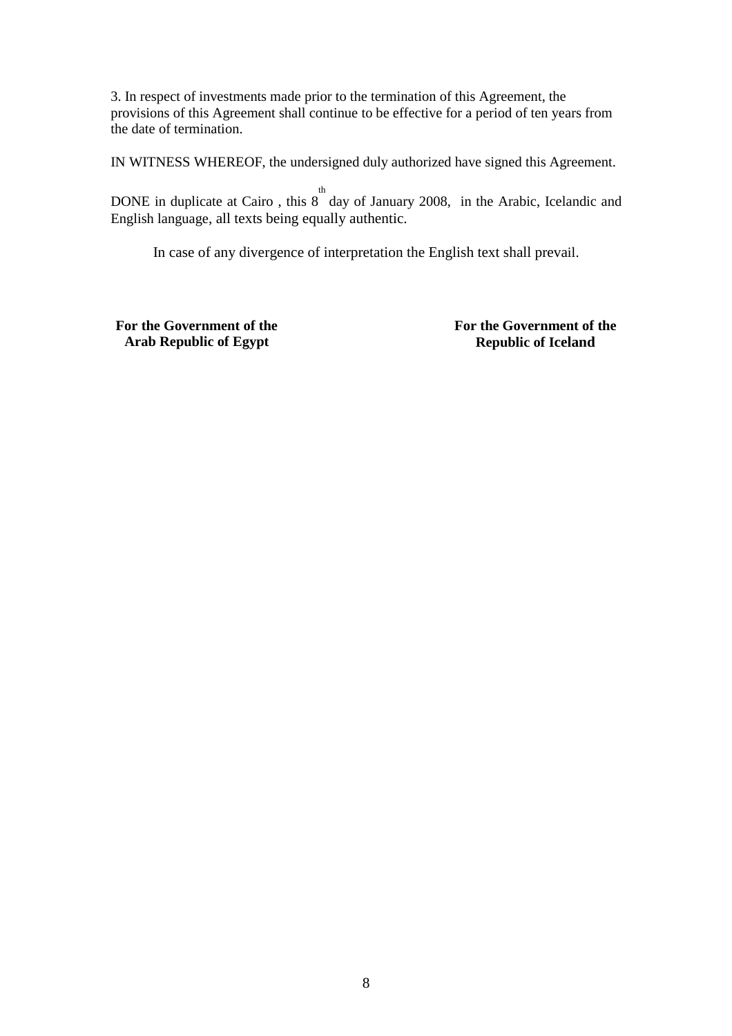3. In respect of investments made prior to the termination of this Agreement, the provisions of this Agreement shall continue to be effective for a period of ten years from the date of termination.

IN WITNESS WHEREOF, the undersigned duly authorized have signed this Agreement.

DONE in duplicate at Cairo , this 8th day of January 2008, in the Arabic, Icelandic and English language, all texts being equally authentic.

In case of any divergence of interpretation the English text shall prevail.

| | |
|---|---|
| **For the Government of the Arab Republic of Egypt** | **For the Government of the Republic of Iceland** |